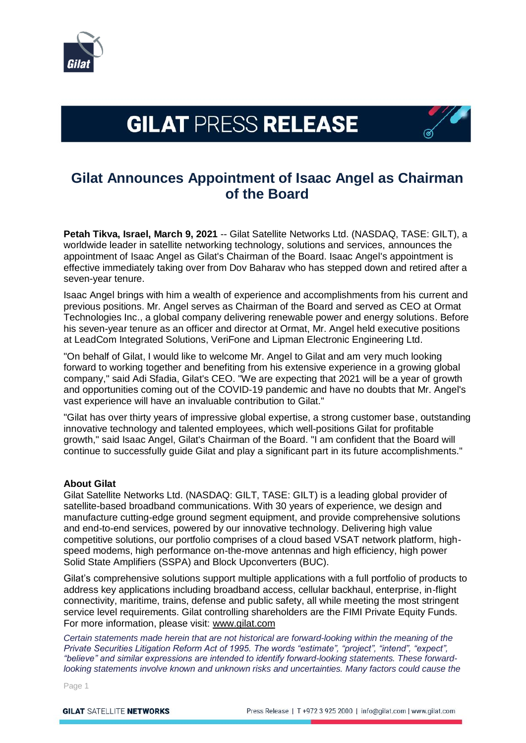# GILAT PRESS RELEASE

## Gilat Announces Appointment of Isaac Angel as Chairman of the Board

**Petah Tikva, Israel, March 9, 2021** -- Gilat Satellite Networks Ltd. (NASDAQ, TASE: GILT), a worldwide leader in satellite networking technology, solutions and services, announces the appointment of Isaac Angel as Gilat's Chairman of the Board. Isaac Angel's appointment is effective immediately taking over from Dov Baharav who has stepped down and retired after a seven-year tenure.

Isaac Angel brings with him a wealth of experience and accomplishments from his current and previous positions. Mr. Angel serves as Chairman of the Board and served as CEO at Ormat Technologies Inc., a global company delivering renewable power and energy solutions. Before his seven-year tenure as an officer and director at Ormat, Mr. Angel held executive positions at LeadCom Integrated Solutions, VeriFone and Lipman Electronic Engineering Ltd.

"On behalf of Gilat, I would like to welcome Mr. Angel to Gilat and am very much looking forward to working together and benefiting from his extensive experience in a growing global company," said Adi Sfadia, Gilat's CEO. "We are expecting that 2021 will be a year of growth and opportunities coming out of the COVID-19 pandemic and have no doubts that Mr. Angel's vast experience will have an invaluable contribution to Gilat."

"Gilat has over thirty years of impressive global expertise, a strong customer base, outstanding innovative technology and talented employees, which well-positions Gilat for profitable growth," said Isaac Angel, Gilat's Chairman of the Board. "I am confident that the Board will continue to successfully guide Gilat and play a significant part in its future accomplishments."

**About Gilat**
Gilat Satellite Networks Ltd. (NASDAQ: GILT, TASE: GILT) is a leading global provider of satellite-based broadband communications. With 30 years of experience, we design and manufacture cutting-edge ground segment equipment, and provide comprehensive solutions and end-to-end services, powered by our innovative technology. Delivering high value competitive solutions, our portfolio comprises of a cloud based VSAT network platform, high-speed modems, high performance on-the-move antennas and high efficiency, high power Solid State Amplifiers (SSPA) and Block Upconverters (BUC).

Gilat's comprehensive solutions support multiple applications with a full portfolio of products to address key applications including broadband access, cellular backhaul, enterprise, in-flight connectivity, maritime, trains, defense and public safety, all while meeting the most stringent service level requirements. Gilat controlling shareholders are the FIMI Private Equity Funds. For more information, please visit: www.gilat.com

*Certain statements made herein that are not historical are forward-looking within the meaning of the Private Securities Litigation Reform Act of 1995. The words "estimate", "project", "intend", "expect", "believe" and similar expressions are intended to identify forward-looking statements. These forward-looking statements involve known and unknown risks and uncertainties. Many factors could cause the*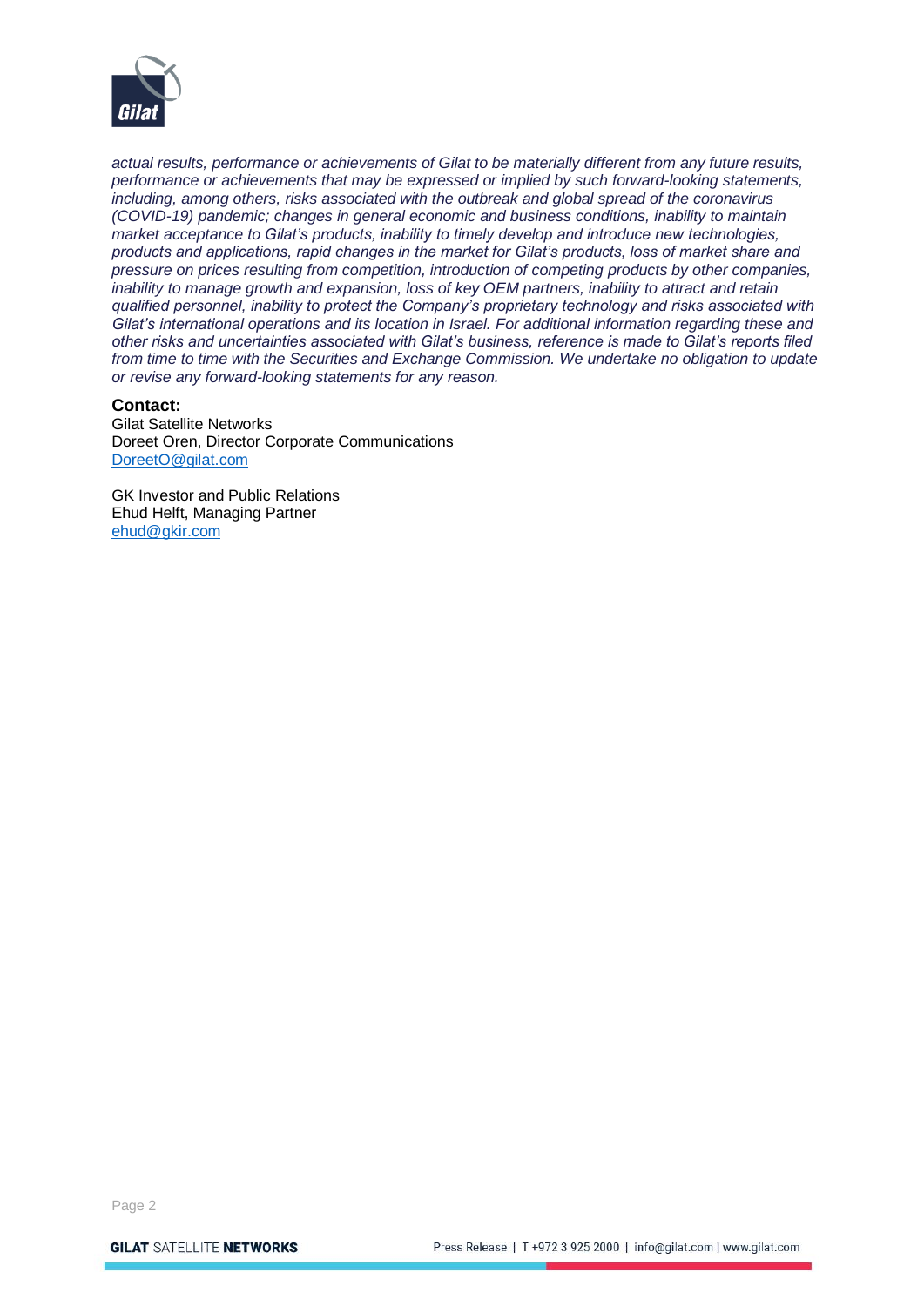*actual results, performance or achievements of Gilat to be materially different from any future results, performance or achievements that may be expressed or implied by such forward-looking statements, including, among others, risks associated with the outbreak and global spread of the coronavirus (COVID-19) pandemic; changes in general economic and business conditions, inability to maintain market acceptance to Gilat's products, inability to timely develop and introduce new technologies, products and applications, rapid changes in the market for Gilat's products, loss of market share and pressure on prices resulting from competition, introduction of competing products by other companies, inability to manage growth and expansion, loss of key OEM partners, inability to attract and retain qualified personnel, inability to protect the Company's proprietary technology and risks associated with Gilat's international operations and its location in Israel. For additional information regarding these and other risks and uncertainties associated with Gilat's business, reference is made to Gilat's reports filed from time to time with the Securities and Exchange Commission. We undertake no obligation to update or revise any forward-looking statements for any reason.*

**Contact:**
Gilat Satellite Networks
Doreet Oren, Director Corporate Communications
DoreetO@gilat.com

GK Investor and Public Relations
Ehud Helft, Managing Partner
ehud@gkir.com